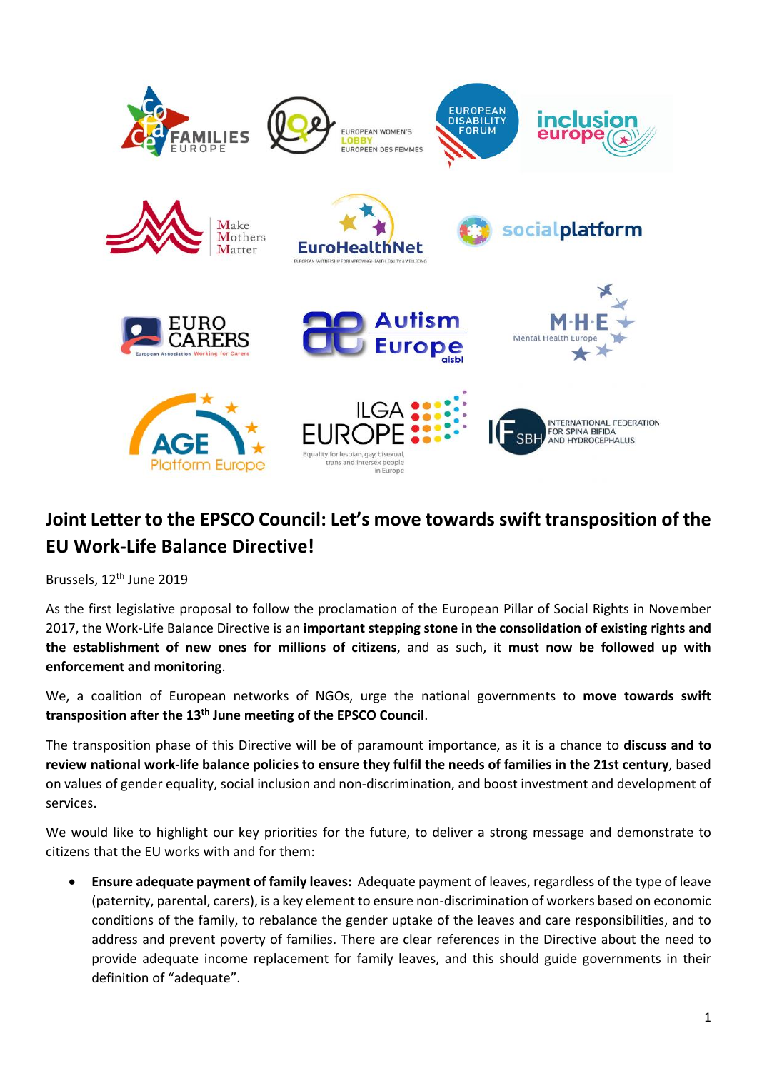# Joint Letter to the EPSCO Council: Let's move towards swift transposition of the EU Work-Life Balance Directive!

Brussels, 12th June 2019

As the first legislative proposal to follow the proclamation of the European Pillar of Social Rights in November 2017, the Work-Life Balance Directive is an **important stepping stone in the consolidation of existing rights and the establishment of new ones for millions of citizens**, and as such, it **must now be followed up with enforcement and monitoring**.

We, a coalition of European networks of NGOs, urge the national governments to **move towards swift transposition after the 13th June meeting of the EPSCO Council**.

The transposition phase of this Directive will be of paramount importance, as it is a chance to **discuss and to review national work-life balance policies to ensure they fulfil the needs of families in the 21st century**, based on values of gender equality, social inclusion and non-discrimination, and boost investment and development of services.

We would like to highlight our key priorities for the future, to deliver a strong message and demonstrate to citizens that the EU works with and for them:

- **Ensure adequate payment of family leaves:** Adequate payment of leaves, regardless of the type of leave (paternity, parental, carers), is a key element to ensure non-discrimination of workers based on economic conditions of the family, to rebalance the gender uptake of the leaves and care responsibilities, and to address and prevent poverty of families. There are clear references in the Directive about the need to provide adequate income replacement for family leaves, and this should guide governments in their definition of "adequate".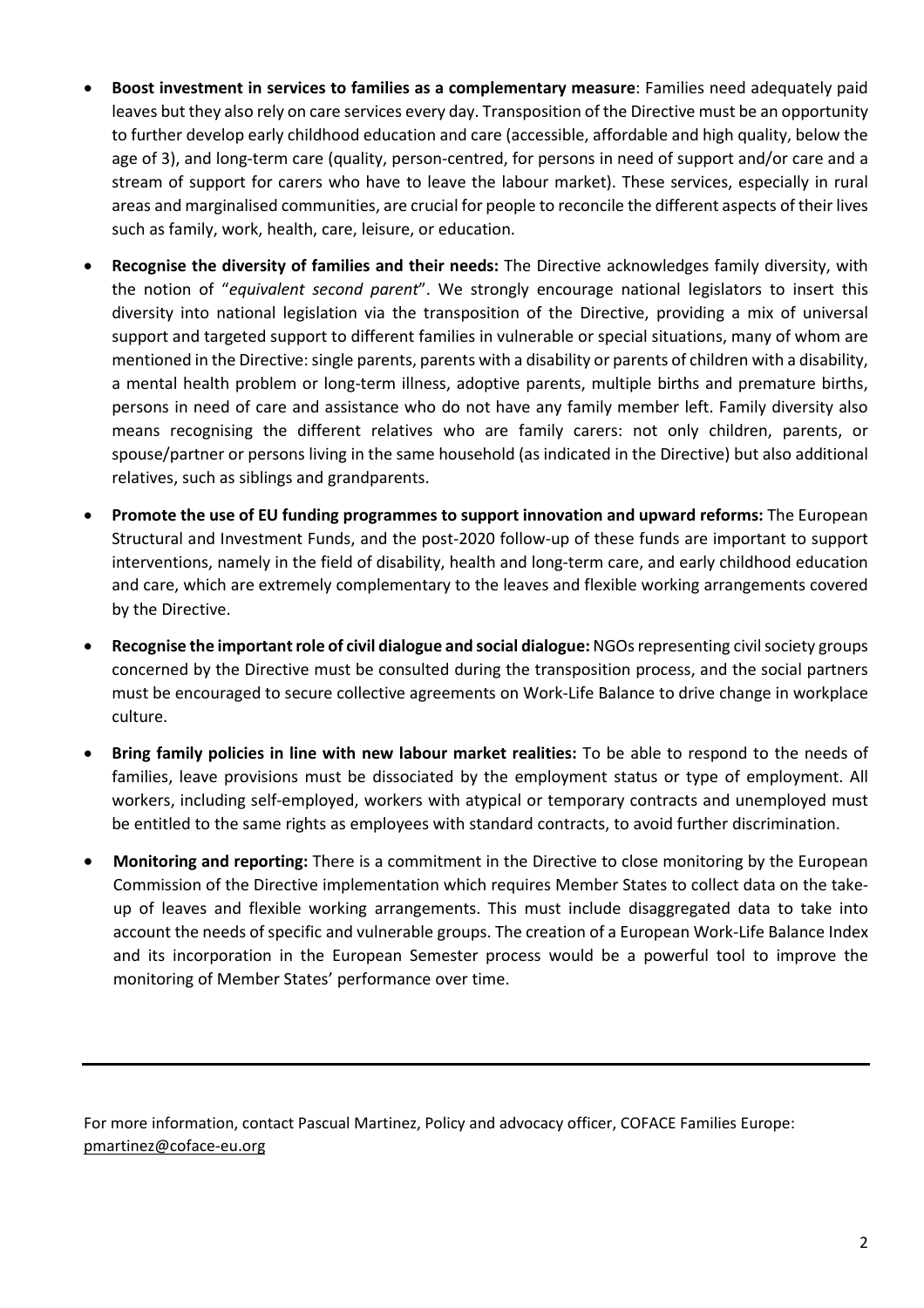- **Boost investment in services to families as a complementary measure**: Families need adequately paid leaves but they also rely on care services every day. Transposition of the Directive must be an opportunity to further develop early childhood education and care (accessible, affordable and high quality, below the age of 3), and long-term care (quality, person-centred, for persons in need of support and/or care and a stream of support for carers who have to leave the labour market). These services, especially in rural areas and marginalised communities, are crucial for people to reconcile the different aspects of their lives such as family, work, health, care, leisure, or education.
- **Recognise the diversity of families and their needs:** The Directive acknowledges family diversity, with the notion of "*equivalent second parent*". We strongly encourage national legislators to insert this diversity into national legislation via the transposition of the Directive, providing a mix of universal support and targeted support to different families in vulnerable or special situations, many of whom are mentioned in the Directive: single parents, parents with a disability or parents of children with a disability, a mental health problem or long-term illness, adoptive parents, multiple births and premature births, persons in need of care and assistance who do not have any family member left. Family diversity also means recognising the different relatives who are family carers: not only children, parents, or spouse/partner or persons living in the same household (as indicated in the Directive) but also additional relatives, such as siblings and grandparents.
- **Promote the use of EU funding programmes to support innovation and upward reforms:** The European Structural and Investment Funds, and the post-2020 follow-up of these funds are important to support interventions, namely in the field of disability, health and long-term care, and early childhood education and care, which are extremely complementary to the leaves and flexible working arrangements covered by the Directive.
- **Recognise the important role of civil dialogue and social dialogue:** NGOs representing civil society groups concerned by the Directive must be consulted during the transposition process, and the social partners must be encouraged to secure collective agreements on Work-Life Balance to drive change in workplace culture.
- **Bring family policies in line with new labour market realities:** To be able to respond to the needs of families, leave provisions must be dissociated by the employment status or type of employment. All workers, including self-employed, workers with atypical or temporary contracts and unemployed must be entitled to the same rights as employees with standard contracts, to avoid further discrimination.
- **Monitoring and reporting:** There is a commitment in the Directive to close monitoring by the European Commission of the Directive implementation which requires Member States to collect data on the take-up of leaves and flexible working arrangements. This must include disaggregated data to take into account the needs of specific and vulnerable groups. The creation of a European Work-Life Balance Index and its incorporation in the European Semester process would be a powerful tool to improve the monitoring of Member States' performance over time.

---

For more information, contact Pascual Martinez, Policy and advocacy officer, COFACE Families Europe: pmartinez@coface-eu.org